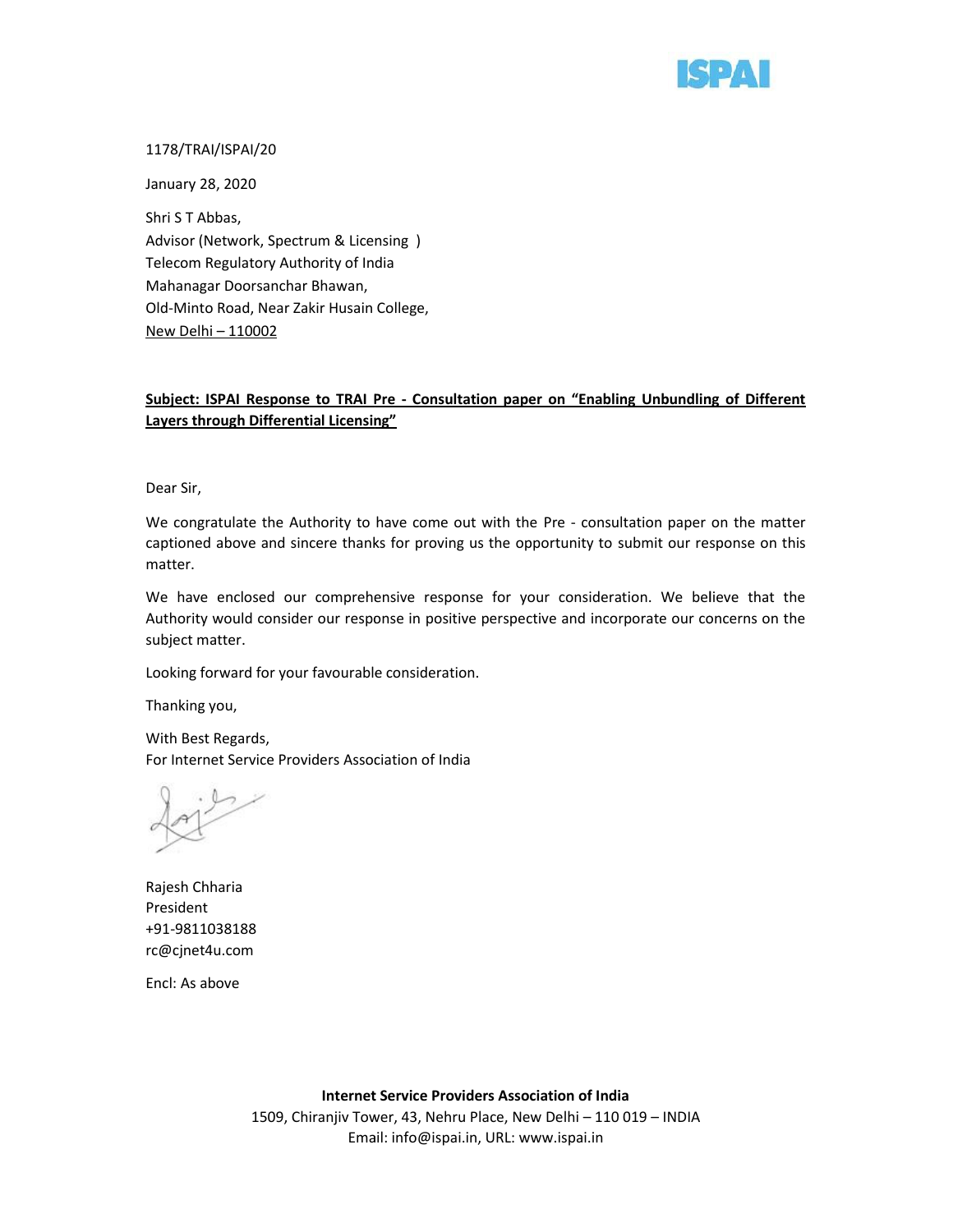ISPAI

1178/TRAI/ISPAI/20

January 28, 2020

Shri S T Abbas,
Advisor (Network, Spectrum & Licensing )
Telecom Regulatory Authority of India
Mahanagar Doorsanchar Bhawan,
Old-Minto Road, Near Zakir Husain College,
New Delhi – 110002

**Subject: ISPAI Response to TRAI Pre - Consultation paper on "Enabling Unbundling of Different Layers through Differential Licensing"**

Dear Sir,

We congratulate the Authority to have come out with the Pre - consultation paper on the matter captioned above and sincere thanks for proving us the opportunity to submit our response on this matter.

We have enclosed our comprehensive response for your consideration. We believe that the Authority would consider our response in positive perspective and incorporate our concerns on the subject matter.

Looking forward for your favourable consideration.

Thanking you,

With Best Regards,
For Internet Service Providers Association of India

Rajesh Chharia
President
+91-9811038188
rc@cjnet4u.com

Encl: As above

**Internet Service Providers Association of India**
1509, Chiranjiv Tower, 43, Nehru Place, New Delhi – 110 019 – INDIA
Email: info@ispai.in, URL: www.ispai.in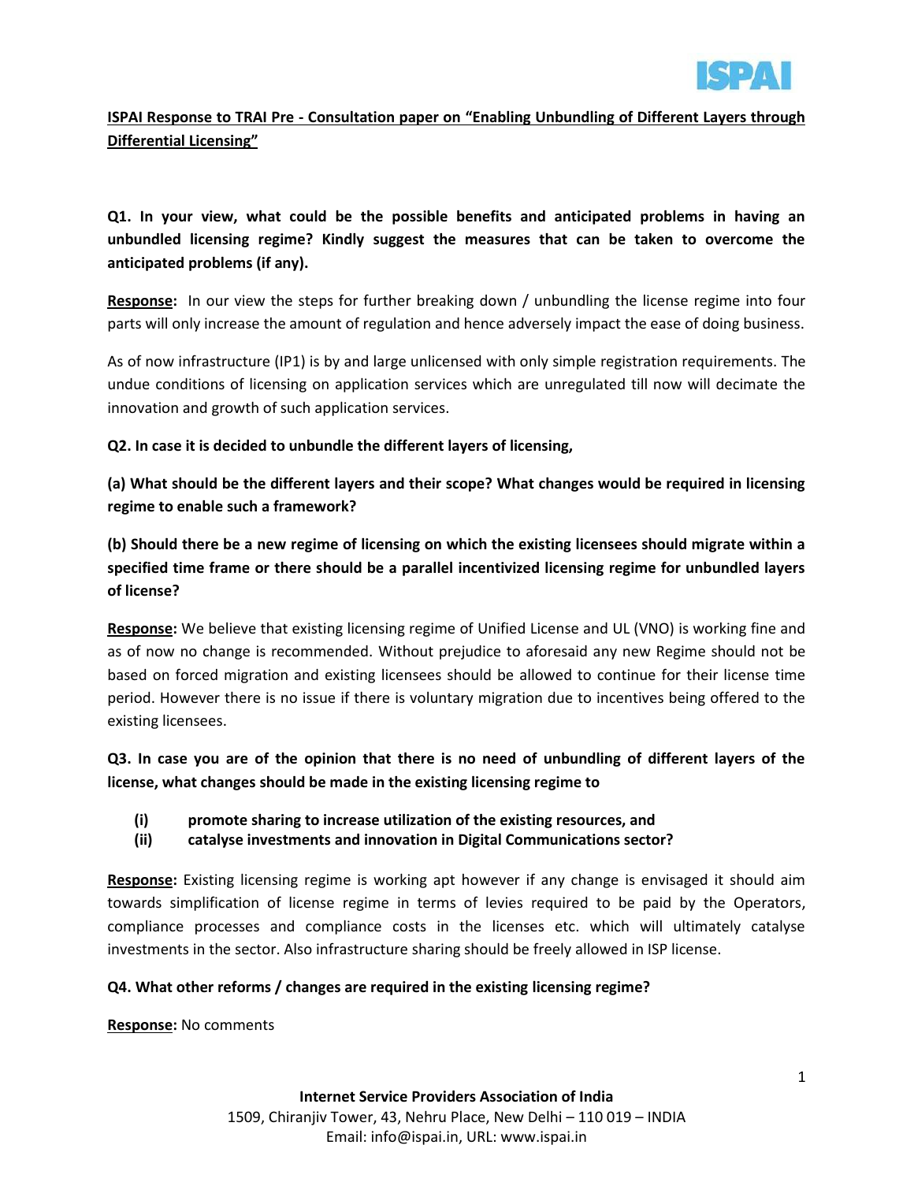**ISPAI Response to TRAI Pre - Consultation paper on "Enabling Unbundling of Different Layers through Differential Licensing"**

**Q1. In your view, what could be the possible benefits and anticipated problems in having an unbundled licensing regime? Kindly suggest the measures that can be taken to overcome the anticipated problems (if any).**

**Response:** In our view the steps for further breaking down / unbundling the license regime into four parts will only increase the amount of regulation and hence adversely impact the ease of doing business.

As of now infrastructure (IP1) is by and large unlicensed with only simple registration requirements. The undue conditions of licensing on application services which are unregulated till now will decimate the innovation and growth of such application services.

**Q2. In case it is decided to unbundle the different layers of licensing,**

**(a) What should be the different layers and their scope? What changes would be required in licensing regime to enable such a framework?**

**(b) Should there be a new regime of licensing on which the existing licensees should migrate within a specified time frame or there should be a parallel incentivized licensing regime for unbundled layers of license?**

**Response:** We believe that existing licensing regime of Unified License and UL (VNO) is working fine and as of now no change is recommended. Without prejudice to aforesaid any new Regime should not be based on forced migration and existing licensees should be allowed to continue for their license time period. However there is no issue if there is voluntary migration due to incentives being offered to the existing licensees.

**Q3. In case you are of the opinion that there is no need of unbundling of different layers of the license, what changes should be made in the existing licensing regime to**

**(i) promote sharing to increase utilization of the existing resources, and**
**(ii) catalyse investments and innovation in Digital Communications sector?**

**Response:** Existing licensing regime is working apt however if any change is envisaged it should aim towards simplification of license regime in terms of levies required to be paid by the Operators, compliance processes and compliance costs in the licenses etc. which will ultimately catalyse investments in the sector. Also infrastructure sharing should be freely allowed in ISP license.

**Q4. What other reforms / changes are required in the existing licensing regime?**

**Response:** No comments